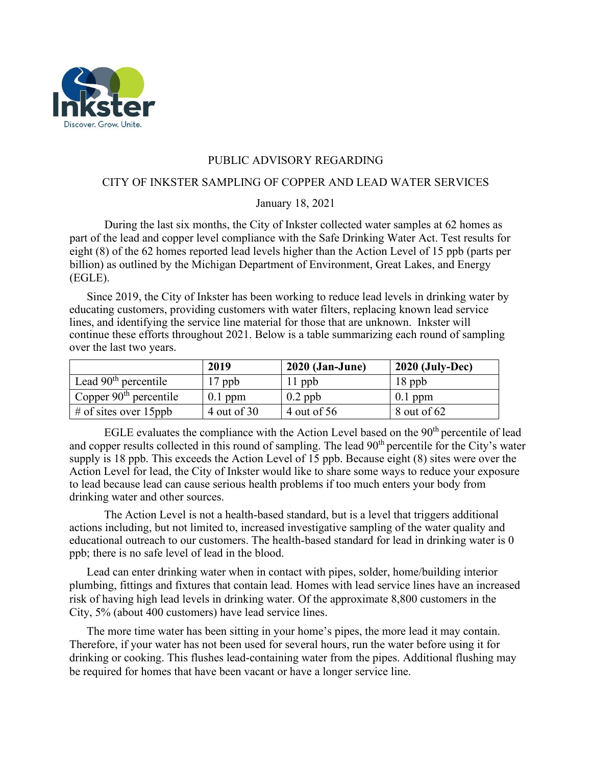Inkster

Discover. Grow. Unite.

PUBLIC ADVISORY REGARDING

CITY OF INKSTER SAMPLING OF COPPER AND LEAD WATER SERVICES

January 18, 2021

During the last six months, the City of Inkster collected water samples at 62 homes as part of the lead and copper level compliance with the Safe Drinking Water Act. Test results for eight (8) of the 62 homes reported lead levels higher than the Action Level of 15 ppb (parts per billion) as outlined by the Michigan Department of Environment, Great Lakes, and Energy (EGLE).

Since 2019, the City of Inkster has been working to reduce lead levels in drinking water by educating customers, providing customers with water filters, replacing known lead service lines, and identifying the service line material for those that are unknown. Inkster will continue these efforts throughout 2021. Below is a table summarizing each round of sampling over the last two years.

| | **2019** | **2020 (Jan-June)** | **2020 (July-Dec)** |
|---|---|---|---|
| Lead 90th percentile | 17 ppb | 11 ppb | 18 ppb |
| Copper 90th percentile | 0.1 ppm | 0.2 ppb | 0.1 ppm |
| # of sites over 15ppb | 4 out of 30 | 4 out of 56 | 8 out of 62 |

EGLE evaluates the compliance with the Action Level based on the 90th percentile of lead and copper results collected in this round of sampling. The lead 90th percentile for the City's water supply is 18 ppb. This exceeds the Action Level of 15 ppb. Because eight (8) sites were over the Action Level for lead, the City of Inkster would like to share some ways to reduce your exposure to lead because lead can cause serious health problems if too much enters your body from drinking water and other sources.

The Action Level is not a health-based standard, but is a level that triggers additional actions including, but not limited to, increased investigative sampling of the water quality and educational outreach to our customers. The health-based standard for lead in drinking water is 0 ppb; there is no safe level of lead in the blood.

Lead can enter drinking water when in contact with pipes, solder, home/building interior plumbing, fittings and fixtures that contain lead. Homes with lead service lines have an increased risk of having high lead levels in drinking water. Of the approximate 8,800 customers in the City, 5% (about 400 customers) have lead service lines.

The more time water has been sitting in your home's pipes, the more lead it may contain. Therefore, if your water has not been used for several hours, run the water before using it for drinking or cooking. This flushes lead-containing water from the pipes. Additional flushing may be required for homes that have been vacant or have a longer service line.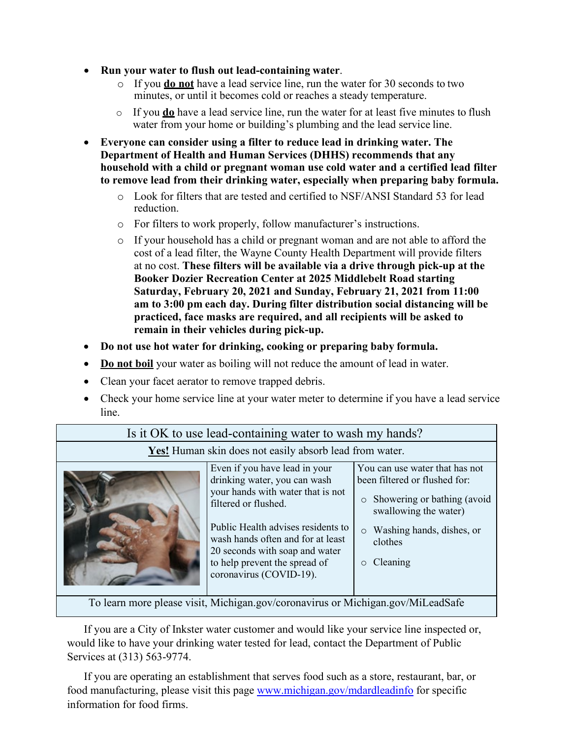- **Run your water to flush out lead-containing water**.
  - If you **do not** have a lead service line, run the water for 30 seconds to two minutes, or until it becomes cold or reaches a steady temperature.
  - If you **do** have a lead service line, run the water for at least five minutes to flush water from your home or building's plumbing and the lead service line.
- **Everyone can consider using a filter to reduce lead in drinking water. The Department of Health and Human Services (DHHS) recommends that any household with a child or pregnant woman use cold water and a certified lead filter to remove lead from their drinking water, especially when preparing baby formula.**
  - Look for filters that are tested and certified to NSF/ANSI Standard 53 for lead reduction.
  - For filters to work properly, follow manufacturer's instructions.
  - If your household has a child or pregnant woman and are not able to afford the cost of a lead filter, the Wayne County Health Department will provide filters at no cost. **These filters will be available via a drive through pick-up at the Booker Dozier Recreation Center at 2025 Middlebelt Road starting Saturday, February 20, 2021 and Sunday, February 21, 2021 from 11:00 am to 3:00 pm each day. During filter distribution social distancing will be practiced, face masks are required, and all recipients will be asked to remain in their vehicles during pick-up.**
- **Do not use hot water for drinking, cooking or preparing baby formula.**
- **Do not boil** your water as boiling will not reduce the amount of lead in water.
- Clean your facet aerator to remove trapped debris.
- Check your home service line at your water meter to determine if you have a lead service line.

| Is it OK to use lead-containing water to wash my hands? | | |
|---|---|---|
| **Yes!** Human skin does not easily absorb lead from water. | | |
| | Even if you have lead in your drinking water, you can wash your hands with water that is not filtered or flushed.<br><br>Public Health advises residents to wash hands often and for at least 20 seconds with soap and water to help prevent the spread of coronavirus (COVID-19). | You can use water that has not been filtered or flushed for:<br>- Showering or bathing (avoid swallowing the water)<br>- Washing hands, dishes, or clothes<br>- Cleaning |
| To learn more please visit, Michigan.gov/coronavirus or Michigan.gov/MiLeadSafe | | |

If you are a City of Inkster water customer and would like your service line inspected or, would like to have your drinking water tested for lead, contact the Department of Public Services at (313) 563-9774.

If you are operating an establishment that serves food such as a store, restaurant, bar, or food manufacturing, please visit this page www.michigan.gov/mdardleadinfo for specific information for food firms.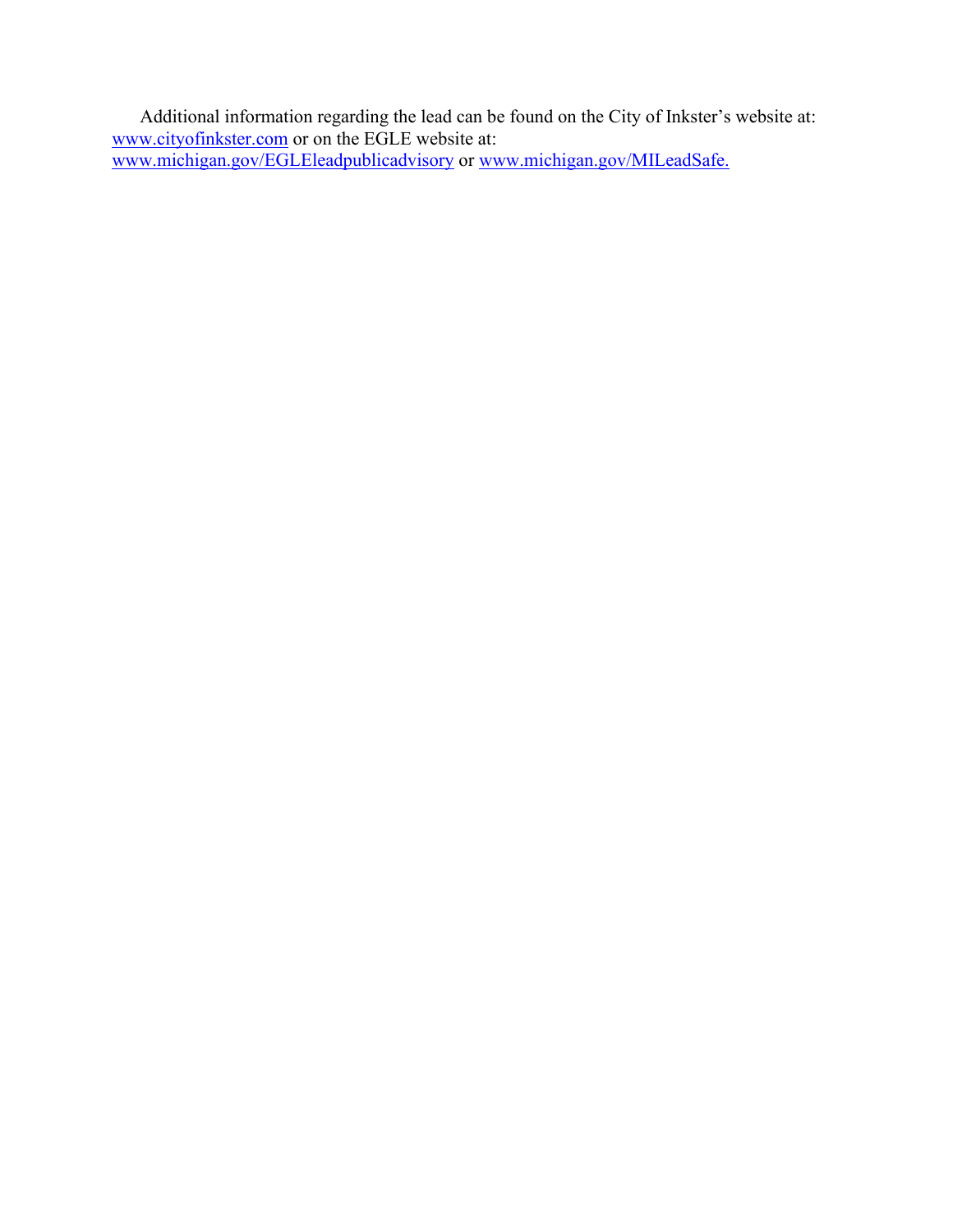Additional information regarding the lead can be found on the City of Inkster's website at: www.cityofinkster.com or on the EGLE website at: www.michigan.gov/EGLEleadpublicadvisory or www.michigan.gov/MILeadSafe.